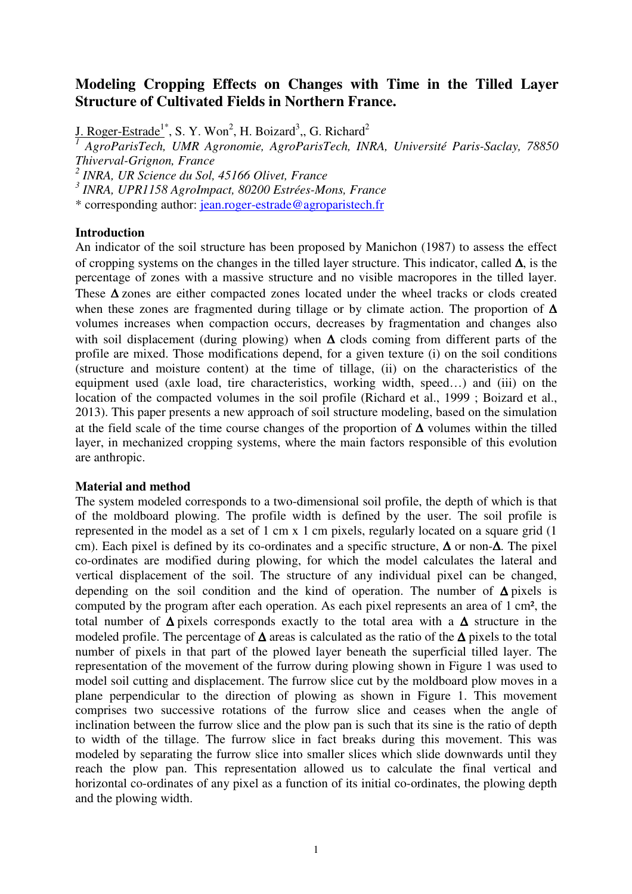# Modeling Cropping Effects on Changes with Time in the Tilled Layer Structure of Cultivated Fields in Northern France.

J. Roger-Estrade[1*], S. Y. Won[2], H. Boizard[3],, G. Richard[2]

[1] *AgroParisTech, UMR Agronomie, AgroParisTech, INRA, Université Paris-Saclay, 78850 Thiverval-Grignon, France*

[2] *INRA, UR Science du Sol, 45166 Olivet, France*

[3] *INRA, UPR1158 AgroImpact, 80200 Estrées-Mons, France*

\* corresponding author: jean.roger-estrade@agroparistech.fr

**Introduction**

An indicator of the soil structure has been proposed by Manichon (1987) to assess the effect of cropping systems on the changes in the tilled layer structure. This indicator, called **Δ**, is the percentage of zones with a massive structure and no visible macropores in the tilled layer. These **Δ** zones are either compacted zones located under the wheel tracks or clods created when these zones are fragmented during tillage or by climate action. The proportion of **Δ** volumes increases when compaction occurs, decreases by fragmentation and changes also with soil displacement (during plowing) when **Δ** clods coming from different parts of the profile are mixed. Those modifications depend, for a given texture (i) on the soil conditions (structure and moisture content) at the time of tillage, (ii) on the characteristics of the equipment used (axle load, tire characteristics, working width, speed…) and (iii) on the location of the compacted volumes in the soil profile (Richard et al., 1999 ; Boizard et al., 2013). This paper presents a new approach of soil structure modeling, based on the simulation at the field scale of the time course changes of the proportion of **Δ** volumes within the tilled layer, in mechanized cropping systems, where the main factors responsible of this evolution are anthropic.

**Material and method**

The system modeled corresponds to a two-dimensional soil profile, the depth of which is that of the moldboard plowing. The profile width is defined by the user. The soil profile is represented in the model as a set of 1 cm x 1 cm pixels, regularly located on a square grid (1 cm). Each pixel is defined by its co-ordinates and a specific structure, **Δ** or non-**Δ**. The pixel co-ordinates are modified during plowing, for which the model calculates the lateral and vertical displacement of the soil. The structure of any individual pixel can be changed, depending on the soil condition and the kind of operation. The number of **Δ** pixels is computed by the program after each operation. As each pixel represents an area of 1 cm², the total number of **Δ** pixels corresponds exactly to the total area with a **Δ** structure in the modeled profile. The percentage of **Δ** areas is calculated as the ratio of the **Δ** pixels to the total number of pixels in that part of the plowed layer beneath the superficial tilled layer. The representation of the movement of the furrow during plowing shown in Figure 1 was used to model soil cutting and displacement. The furrow slice cut by the moldboard plow moves in a plane perpendicular to the direction of plowing as shown in Figure 1. This movement comprises two successive rotations of the furrow slice and ceases when the angle of inclination between the furrow slice and the plow pan is such that its sine is the ratio of depth to width of the tillage. The furrow slice in fact breaks during this movement. This was modeled by separating the furrow slice into smaller slices which slide downwards until they reach the plow pan. This representation allowed us to calculate the final vertical and horizontal co-ordinates of any pixel as a function of its initial co-ordinates, the plowing depth and the plowing width.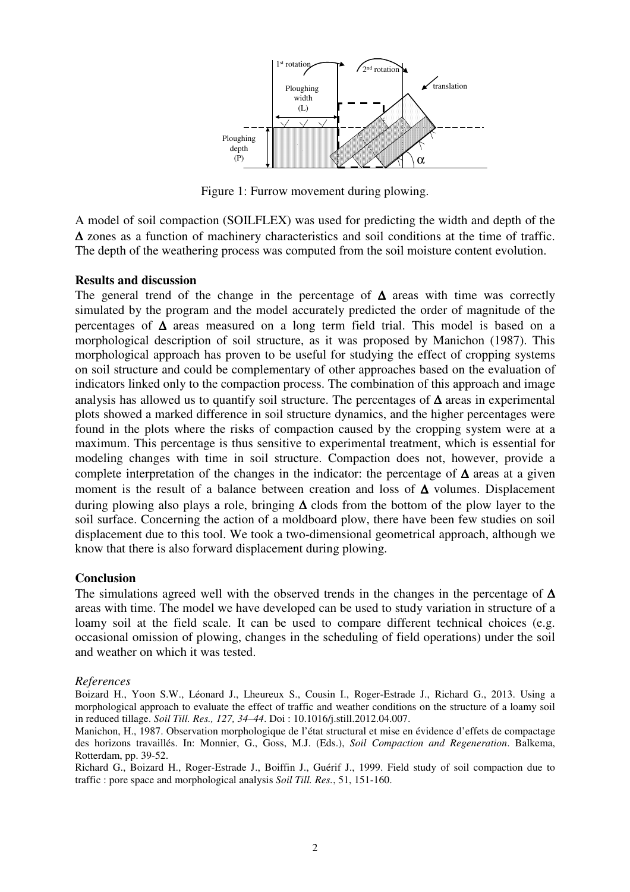1st rotation

2nd rotation

translation

Ploughing width (L)

Ploughing depth (P)

α

Figure 1: Furrow movement during plowing.

A model of soil compaction (SOILFLEX) was used for predicting the width and depth of the $\Delta$ zones as a function of machinery characteristics and soil conditions at the time of traffic. The depth of the weathering process was computed from the soil moisture content evolution.

**Results and discussion**

The general trend of the change in the percentage of $\Delta$ areas with time was correctly simulated by the program and the model accurately predicted the order of magnitude of the percentages of $\Delta$ areas measured on a long term field trial. This model is based on a morphological description of soil structure, as it was proposed by Manichon (1987). This morphological approach has proven to be useful for studying the effect of cropping systems on soil structure and could be complementary of other approaches based on the evaluation of indicators linked only to the compaction process. The combination of this approach and image analysis has allowed us to quantify soil structure. The percentages of $\Delta$ areas in experimental plots showed a marked difference in soil structure dynamics, and the higher percentages were found in the plots where the risks of compaction caused by the cropping system were at a maximum. This percentage is thus sensitive to experimental treatment, which is essential for modeling changes with time in soil structure. Compaction does not, however, provide a complete interpretation of the changes in the indicator: the percentage of $\Delta$ areas at a given moment is the result of a balance between creation and loss of $\Delta$ volumes. Displacement during plowing also plays a role, bringing $\Delta$ clods from the bottom of the plow layer to the soil surface. Concerning the action of a moldboard plow, there have been few studies on soil displacement due to this tool. We took a two-dimensional geometrical approach, although we know that there is also forward displacement during plowing.

**Conclusion**

The simulations agreed well with the observed trends in the changes in the percentage of $\Delta$ areas with time. The model we have developed can be used to study variation in structure of a loamy soil at the field scale. It can be used to compare different technical choices (e.g. occasional omission of plowing, changes in the scheduling of field operations) under the soil and weather on which it was tested.

*References*

Boizard H., Yoon S.W., Léonard J., Lheureux S., Cousin I., Roger-Estrade J., Richard G., 2013. Using a morphological approach to evaluate the effect of traffic and weather conditions on the structure of a loamy soil in reduced tillage. *Soil Till. Res., 127, 34–44*. Doi : 10.1016/j.still.2012.04.007.

Manichon, H., 1987. Observation morphologique de l'état structural et mise en évidence d'effets de compactage des horizons travaillés. In: Monnier, G., Goss, M.J. (Eds.), *Soil Compaction and Regeneration*. Balkema, Rotterdam, pp. 39-52.

Richard G., Boizard H., Roger-Estrade J., Boiffin J., Guérif J., 1999. Field study of soil compaction due to traffic : pore space and morphological analysis *Soil Till. Res.*, 51, 151-160.